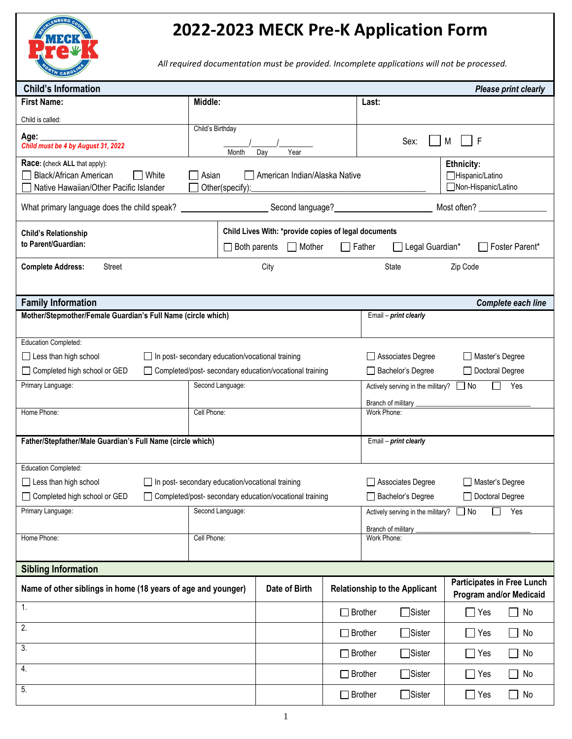# 2022-2023 MECK Pre-K Application Form

*All required documentation must be provided. Incomplete applications will not be processed.*

## Child's Information

***Please print clearly***

| **First Name:** Child is called: | **Middle:** | **Last:** |
|---|---|---|
| **Age:** ________________ *Child must be 4 by August 31, 2022* | Child's Birthday ______/______/________ Month Day Year | Sex: ☐ M ☐ F |

**Race:** (check **ALL** that apply):
☐ Black/African American ☐ White ☐ Asian ☐ American Indian/Alaska Native
☐ Native Hawaiian/Other Pacific Islander ☐ Other(specify):_________________________________________

**Ethnicity:**
☐ Hispanic/Latino
☐ Non-Hispanic/Latino

What primary language does the child speak? ________________ Second language?__________________ Most often? ______________

**Child's Relationship to Parent/Guardian:**

**Child Lives With: *provide copies of legal documents**
☐ Both parents ☐ Mother ☐ Father ☐ Legal Guardian* ☐ Foster Parent*

**Complete Address:** Street City State Zip Code

## Family Information

***Complete each line***

**Mother/Stepmother/Female Guardian's Full Name (circle which)**

Email – ***print clearly***

Education Completed:
☐ Less than high school ☐ In post- secondary education/vocational training ☐ Associates Degree ☐ Master's Degree
☐ Completed high school or GED ☐ Completed/post- secondary education/vocational training ☐ Bachelor's Degree ☐ Doctoral Degree

| Primary Language: | Second Language: | Actively serving in the military? ☐ No ☐ Yes Branch of military ______________________________ |
|---|---|---|
| Home Phone: | Cell Phone: | Work Phone: |

**Father/Stepfather/Male Guardian's Full Name (circle which)**

Email – ***print clearly***

Education Completed:
☐ Less than high school ☐ In post- secondary education/vocational training ☐ Associates Degree ☐ Master's Degree
☐ Completed high school or GED ☐ Completed/post- secondary education/vocational training ☐ Bachelor's Degree ☐ Doctoral Degree

| Primary Language: | Second Language: | Actively serving in the military? ☐ No ☐ Yes Branch of military ______________________________ |
|---|---|---|
| Home Phone: | Cell Phone: | Work Phone: |

## Sibling Information

| Name of other siblings in home (18 years of age and younger) | Date of Birth | Relationship to the Applicant | Participates in Free Lunch Program and/or Medicaid |
|---|---|---|---|
| 1. | | ☐ Brother ☐ Sister | ☐ Yes ☐ No |
| 2. | | ☐ Brother ☐ Sister | ☐ Yes ☐ No |
| 3. | | ☐ Brother ☐ Sister | ☐ Yes ☐ No |
| 4. | | ☐ Brother ☐ Sister | ☐ Yes ☐ No |
| 5. | | ☐ Brother ☐ Sister | ☐ Yes ☐ No |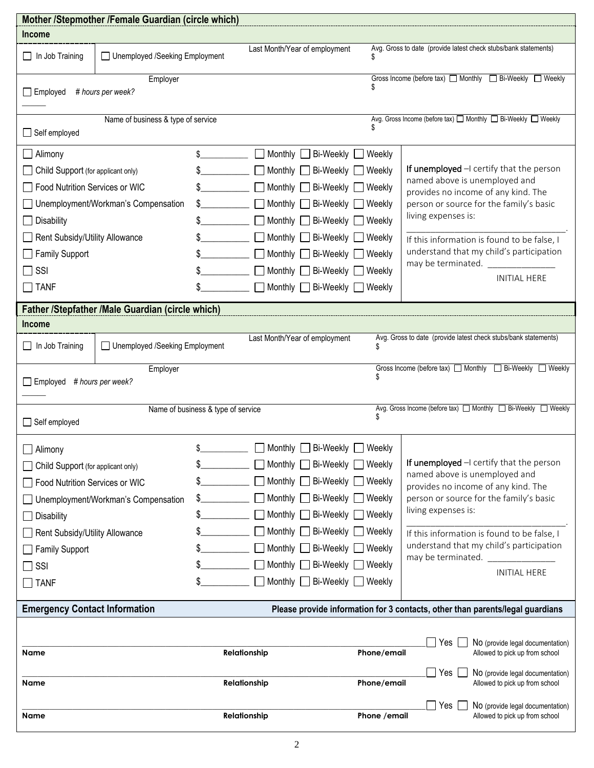## Mother /Stepmother /Female Guardian (circle which)

**Income**

| ☐ In Job Training | ☐ Unemployed /Seeking Employment | Last Month/Year of employment | Avg. Gross to date (provide latest check stubs/bank statements) $ |
|---|---|---|---|
| ☐ Employed # hours per week? ______ | Employer | | Gross Income (before tax) ☐ Monthly ☐ Bi-Weekly ☐ Weekly $ |
| ☐ Self employed | Name of business & type of service | | Avg. Gross Income (before tax) ☐ Monthly ☐ Bi-Weekly ☐ Weekly $ |

| Source | Amount | Frequency |
|---|---|---|
| ☐ Alimony | $__________ | ☐ Monthly ☐ Bi-Weekly ☐ Weekly |
| ☐ Child Support (for applicant only) | $__________ | ☐ Monthly ☐ Bi-Weekly ☐ Weekly |
| ☐ Food Nutrition Services or WIC | $__________ | ☐ Monthly ☐ Bi-Weekly ☐ Weekly |
| ☐ Unemployment/Workman's Compensation | $__________ | ☐ Monthly ☐ Bi-Weekly ☐ Weekly |
| ☐ Disability | $__________ | ☐ Monthly ☐ Bi-Weekly ☐ Weekly |
| ☐ Rent Subsidy/Utility Allowance | $__________ | ☐ Monthly ☐ Bi-Weekly ☐ Weekly |
| ☐ Family Support | $__________ | ☐ Monthly ☐ Bi-Weekly ☐ Weekly |
| ☐ SSI | $__________ | ☐ Monthly ☐ Bi-Weekly ☐ Weekly |
| ☐ TANF | $__________ | ☐ Monthly ☐ Bi-Weekly ☐ Weekly |

**If unemployed** –I certify that the person named above is unemployed and provides no income of any kind. The person or source for the family's basic living expenses is: ________________________________.

If this information is found to be false, I understand that my child's participation may be terminated. ______________

INITIAL HERE

## Father /Stepfather /Male Guardian (circle which)

**Income**

| ☐ In Job Training | ☐ Unemployed /Seeking Employment | Last Month/Year of employment | Avg. Gross to date (provide latest check stubs/bank statements) $ |
|---|---|---|---|
| ☐ Employed # hours per week? ______ | Employer | | Gross Income (before tax) ☐ Monthly ☐ Bi-Weekly ☐ Weekly $ |
| ☐ Self employed | Name of business & type of service | | Avg. Gross Income (before tax) ☐ Monthly ☐ Bi-Weekly ☐ Weekly $ |

| Source | Amount | Frequency |
|---|---|---|
| ☐ Alimony | $__________ | ☐ Monthly ☐ Bi-Weekly ☐ Weekly |
| ☐ Child Support (for applicant only) | $__________ | ☐ Monthly ☐ Bi-Weekly ☐ Weekly |
| ☐ Food Nutrition Services or WIC | $__________ | ☐ Monthly ☐ Bi-Weekly ☐ Weekly |
| ☐ Unemployment/Workman's Compensation | $__________ | ☐ Monthly ☐ Bi-Weekly ☐ Weekly |
| ☐ Disability | $__________ | ☐ Monthly ☐ Bi-Weekly ☐ Weekly |
| ☐ Rent Subsidy/Utility Allowance | $__________ | ☐ Monthly ☐ Bi-Weekly ☐ Weekly |
| ☐ Family Support | $__________ | ☐ Monthly ☐ Bi-Weekly ☐ Weekly |
| ☐ SSI | $__________ | ☐ Monthly ☐ Bi-Weekly ☐ Weekly |
| ☐ TANF | $__________ | ☐ Monthly ☐ Bi-Weekly ☐ Weekly |

**If unemployed** –I certify that the person named above is unemployed and provides no income of any kind. The person or source for the family's basic living expenses is: ________________________________.

If this information is found to be false, I understand that my child's participation may be terminated. ______________

INITIAL HERE

## Emergency Contact Information

**Please provide information for 3 contacts, other than parents/legal guardians**

| Name | Relationship | Phone/email | Allowed to pick up from school |
|---|---|---|---|
| | | | ☐ Yes ☐ No (provide legal documentation) |
| | | | ☐ Yes ☐ No (provide legal documentation) |
| | | | ☐ Yes ☐ No (provide legal documentation) |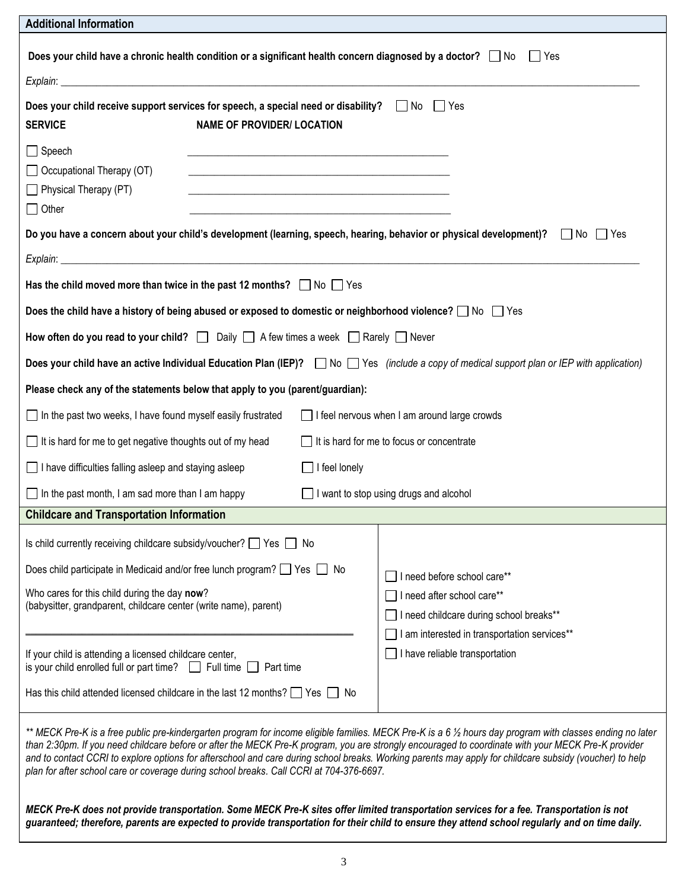## Additional Information

**Does your child have a chronic health condition or a significant health concern diagnosed by a doctor?** ☐ No ☐ Yes

*Explain*: \_\_\_\_\_\_\_\_\_\_\_\_\_\_\_\_\_\_\_\_\_\_\_\_\_\_\_\_\_\_\_\_\_\_\_\_\_\_\_\_\_\_\_\_\_\_\_\_

**Does your child receive support services for speech, a special need or disability?** ☐ No ☐ Yes

| SERVICE | NAME OF PROVIDER/ LOCATION |
|---|---|
| ☐ Speech | \_\_\_\_\_\_\_\_\_\_\_\_\_\_\_\_\_\_\_\_\_\_\_\_\_\_\_\_\_\_ |
| ☐ Occupational Therapy (OT) | \_\_\_\_\_\_\_\_\_\_\_\_\_\_\_\_\_\_\_\_\_\_\_\_\_\_\_\_\_\_ |
| ☐ Physical Therapy (PT) | \_\_\_\_\_\_\_\_\_\_\_\_\_\_\_\_\_\_\_\_\_\_\_\_\_\_\_\_\_\_ |
| ☐ Other | \_\_\_\_\_\_\_\_\_\_\_\_\_\_\_\_\_\_\_\_\_\_\_\_\_\_\_\_\_\_ |

**Do you have a concern about your child's development (learning, speech, hearing, behavior or physical development)?** ☐ No ☐ Yes

*Explain*: \_\_\_\_\_\_\_\_\_\_\_\_\_\_\_\_\_\_\_\_\_\_\_\_\_\_\_\_\_\_\_\_\_\_\_\_\_\_\_\_\_\_\_\_\_\_\_\_

**Has the child moved more than twice in the past 12 months?** ☐ No ☐ Yes

**Does the child have a history of being abused or exposed to domestic or neighborhood violence?** ☐ No ☐ Yes

**How often do you read to your child?** ☐ Daily ☐ A few times a week ☐ Rarely ☐ Never

**Does your child have an active Individual Education Plan (IEP)?** ☐ No ☐ Yes *(include a copy of medical support plan or IEP with application)*

**Please check any of the statements below that apply to you (parent/guardian):**

- ☐ In the past two weeks, I have found myself easily frustrated
- ☐ I feel nervous when I am around large crowds
- ☐ It is hard for me to get negative thoughts out of my head
- ☐ It is hard for me to focus or concentrate
- ☐ I have difficulties falling asleep and staying asleep
- ☐ I feel lonely
- ☐ In the past month, I am sad more than I am happy
- ☐ I want to stop using drugs and alcohol

## Childcare and Transportation Information

Is child currently receiving childcare subsidy/voucher? ☐ Yes ☐ No

Does child participate in Medicaid and/or free lunch program? ☐ Yes ☐ No

Who cares for this child during the day **now**?
(babysitter, grandparent, childcare center (write name), parent)

\_\_\_\_\_\_\_\_\_\_\_\_\_\_\_\_\_\_\_\_\_\_\_\_\_\_\_\_\_\_\_\_\_\_\_\_\_\_\_\_

If your child is attending a licensed childcare center,
is your child enrolled full or part time? ☐ Full time ☐ Part time

Has this child attended licensed childcare in the last 12 months? ☐ Yes ☐ No

- ☐ I need before school care**
- ☐ I need after school care**
- ☐ I need childcare during school breaks**
- ☐ I am interested in transportation services**
- ☐ I have reliable transportation

*** MECK Pre-K is a free public pre-kindergarten program for income eligible families. MECK Pre-K is a 6 ½ hours day program with classes ending no later than 2:30pm. If you need childcare before or after the MECK Pre-K program, you are strongly encouraged to coordinate with your MECK Pre-K provider and to contact CCRI to explore options for afterschool and care during school breaks. Working parents may apply for childcare subsidy (voucher) to help plan for after school care or coverage during school breaks. Call CCRI at 704-376-6697.*

***MECK Pre-K does not provide transportation. Some MECK Pre-K sites offer limited transportation services for a fee. Transportation is not guaranteed; therefore, parents are expected to provide transportation for their child to ensure they attend school regularly and on time daily.***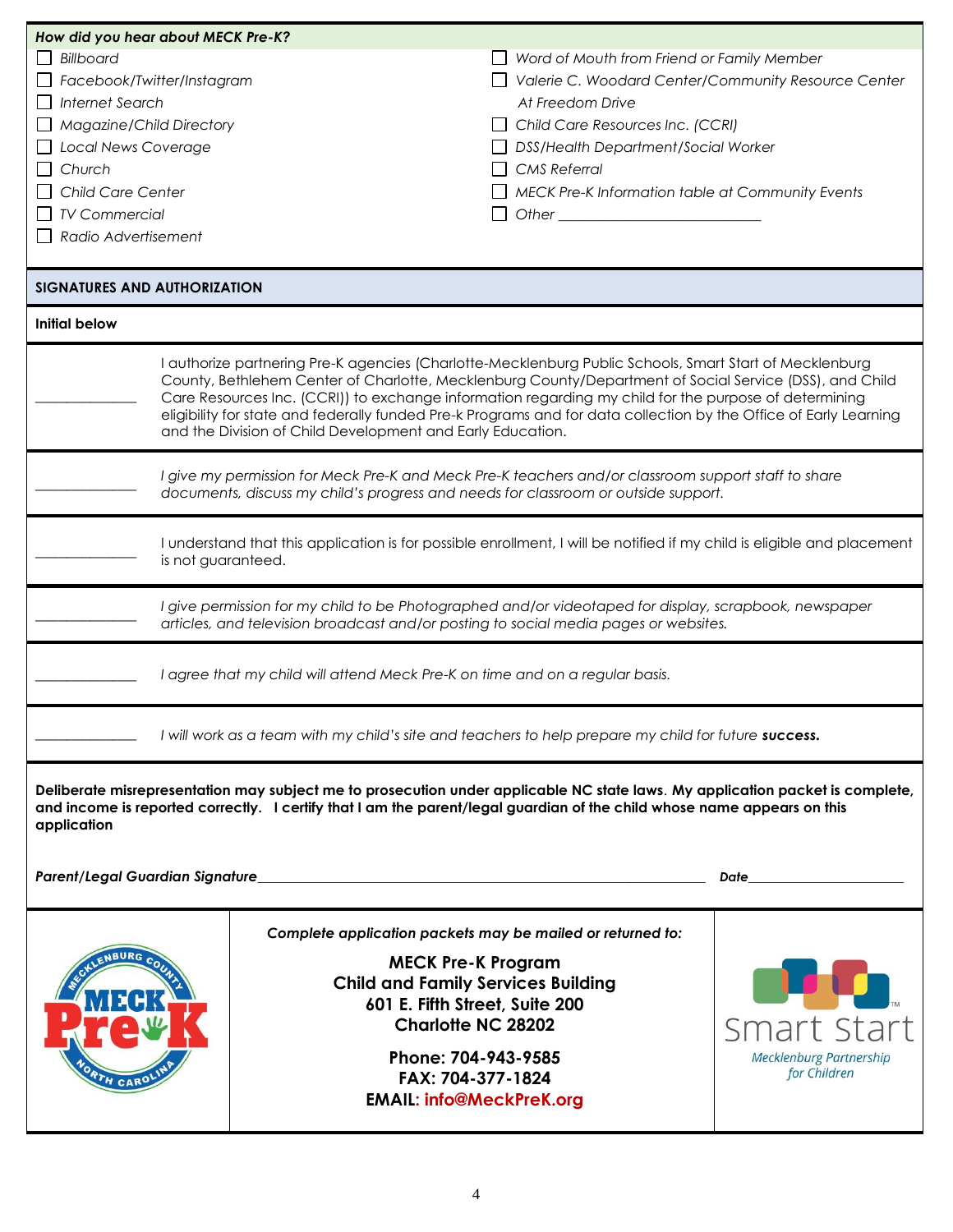***How did you hear about MECK Pre-K?***

- ☐ *Billboard*
- ☐ *Facebook/Twitter/Instagram*
- ☐ *Internet Search*
- ☐ *Magazine/Child Directory*
- ☐ *Local News Coverage*
- ☐ *Church*
- ☐ *Child Care Center*
- ☐ *TV Commercial*
- ☐ *Radio Advertisement*
- ☐ *Word of Mouth from Friend or Family Member*
- ☐ *Valerie C. Woodard Center/Community Resource Center At Freedom Drive*
- ☐ *Child Care Resources Inc. (CCRI)*
- ☐ *DSS/Health Department/Social Worker*
- ☐ *CMS Referral*
- ☐ *MECK Pre-K Information table at Community Events*
- ☐ *Other* ___________________________

## SIGNATURES AND AUTHORIZATION

**Initial below**

| | |
|---|---|
| _____________ | I authorize partnering Pre-K agencies (Charlotte-Mecklenburg Public Schools, Smart Start of Mecklenburg County, Bethlehem Center of Charlotte, Mecklenburg County/Department of Social Service (DSS), and Child Care Resources Inc. (CCRI)) to exchange information regarding my child for the purpose of determining eligibility for state and federally funded Pre-k Programs and for data collection by the Office of Early Learning and the Division of Child Development and Early Education. |
| _____________ | *I give my permission for Meck Pre-K and Meck Pre-K teachers and/or classroom support staff to share documents, discuss my child's progress and needs for classroom or outside support.* |
| _____________ | I understand that this application is for possible enrollment, I will be notified if my child is eligible and placement is not guaranteed. |
| _____________ | *I give permission for my child to be Photographed and/or videotaped for display, scrapbook, newspaper articles, and television broadcast and/or posting to social media pages or websites.* |
| _____________ | *I agree that my child will attend Meck Pre-K on time and on a regular basis.* |
| _____________ | *I will work as a team with my child's site and teachers to help prepare my child for future **success.*** |

**Deliberate misrepresentation may subject me to prosecution under applicable NC state laws. My application packet is complete, and income is reported correctly. I certify that I am the parent/legal guardian of the child whose name appears on this application**

***Parent/Legal Guardian Signature***_______________________________________________ ***Date***___________________

*Complete application packets may be mailed or returned to:*

**MECK Pre-K Program**
**Child and Family Services Building**
**601 E. Fifth Street, Suite 200**
**Charlotte NC 28202**

**Phone: 704-943-9585**
**FAX: 704-377-1824**
**EMAIL: info@MeckPreK.org**

MECKLENBURG COUNTY MECK Pre-K NORTH CAROLINA

Smart Start
*Mecklenburg Partnership for Children*